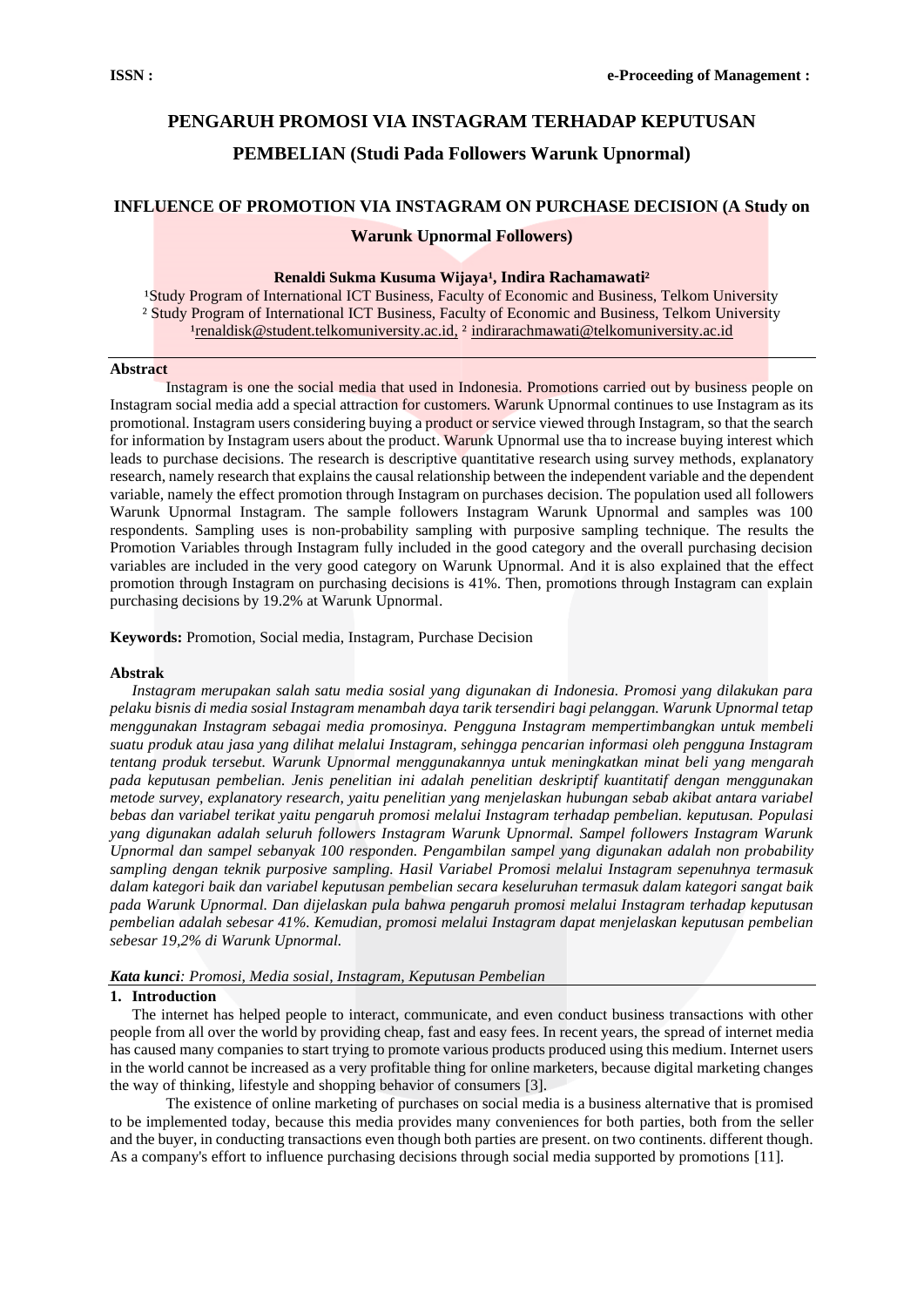# PENGARUH PROMOSI VIA INSTAGRAM TERHADAP KEPUTUSAN PEMBELIAN (Studi Pada Followers Warunk Upnormal)

# INFLUENCE OF PROMOTION VIA INSTAGRAM ON PURCHASE DECISION (A Study on Warunk Upnormal Followers)

**Renaldi Sukma Kusuma Wijaya[1], Indira Rachamawati[2]**

[1]Study Program of International ICT Business, Faculty of Economic and Business, Telkom University
[2] Study Program of International ICT Business, Faculty of Economic and Business, Telkom University
[1]renaldisk@student.telkomuniversity.ac.id, [2] indirarachmawati@telkomuniversity.ac.id

**Abstract**

Instagram is one the social media that used in Indonesia. Promotions carried out by business people on Instagram social media add a special attraction for customers. Warunk Upnormal continues to use Instagram as its promotional. Instagram users considering buying a product or service viewed through Instagram, so that the search for information by Instagram users about the product. Warunk Upnormal use tha to increase buying interest which leads to purchase decisions. The research is descriptive quantitative research using survey methods, explanatory research, namely research that explains the causal relationship between the independent variable and the dependent variable, namely the effect promotion through Instagram on purchases decision. The population used all followers Warunk Upnormal Instagram. The sample followers Instagram Warunk Upnormal and samples was 100 respondents. Sampling uses is non-probability sampling with purposive sampling technique. The results the Promotion Variables through Instagram fully included in the good category and the overall purchasing decision variables are included in the very good category on Warunk Upnormal. And it is also explained that the effect promotion through Instagram on purchasing decisions is 41%. Then, promotions through Instagram can explain purchasing decisions by 19.2% at Warunk Upnormal.

**Keywords:** Promotion, Social media, Instagram, Purchase Decision

**Abstrak**

*Instagram merupakan salah satu media sosial yang digunakan di Indonesia. Promosi yang dilakukan para pelaku bisnis di media sosial Instagram menambah daya tarik tersendiri bagi pelanggan. Warunk Upnormal tetap menggunakan Instagram sebagai media promosinya. Pengguna Instagram mempertimbangkan untuk membeli suatu produk atau jasa yang dilihat melalui Instagram, sehingga pencarian informasi oleh pengguna Instagram tentang produk tersebut. Warunk Upnormal menggunakannya untuk meningkatkan minat beli yang mengarah pada keputusan pembelian. Jenis penelitian ini adalah penelitian deskriptif kuantitatif dengan menggunakan metode survey, explanatory research, yaitu penelitian yang menjelaskan hubungan sebab akibat antara variabel bebas dan variabel terikat yaitu pengaruh promosi melalui Instagram terhadap pembelian. keputusan. Populasi yang digunakan adalah seluruh followers Instagram Warunk Upnormal. Sampel followers Instagram Warunk Upnormal dan sampel sebanyak 100 responden. Pengambilan sampel yang digunakan adalah non probability sampling dengan teknik purposive sampling. Hasil Variabel Promosi melalui Instagram sepenuhnya termasuk dalam kategori baik dan variabel keputusan pembelian secara keseluruhan termasuk dalam kategori sangat baik pada Warunk Upnormal. Dan dijelaskan pula bahwa pengaruh promosi melalui Instagram terhadap keputusan pembelian adalah sebesar 41%. Kemudian, promosi melalui Instagram dapat menjelaskan keputusan pembelian sebesar 19,2% di Warunk Upnormal.*

***Kata kunci**: Promosi, Media sosial, Instagram, Keputusan Pembelian*

## 1. Introduction

The internet has helped people to interact, communicate, and even conduct business transactions with other people from all over the world by providing cheap, fast and easy fees. In recent years, the spread of internet media has caused many companies to start trying to promote various products produced using this medium. Internet users in the world cannot be increased as a very profitable thing for online marketers, because digital marketing changes the way of thinking, lifestyle and shopping behavior of consumers [3].

The existence of online marketing of purchases on social media is a business alternative that is promised to be implemented today, because this media provides many conveniences for both parties, both from the seller and the buyer, in conducting transactions even though both parties are present. on two continents. different though. As a company's effort to influence purchasing decisions through social media supported by promotions [11].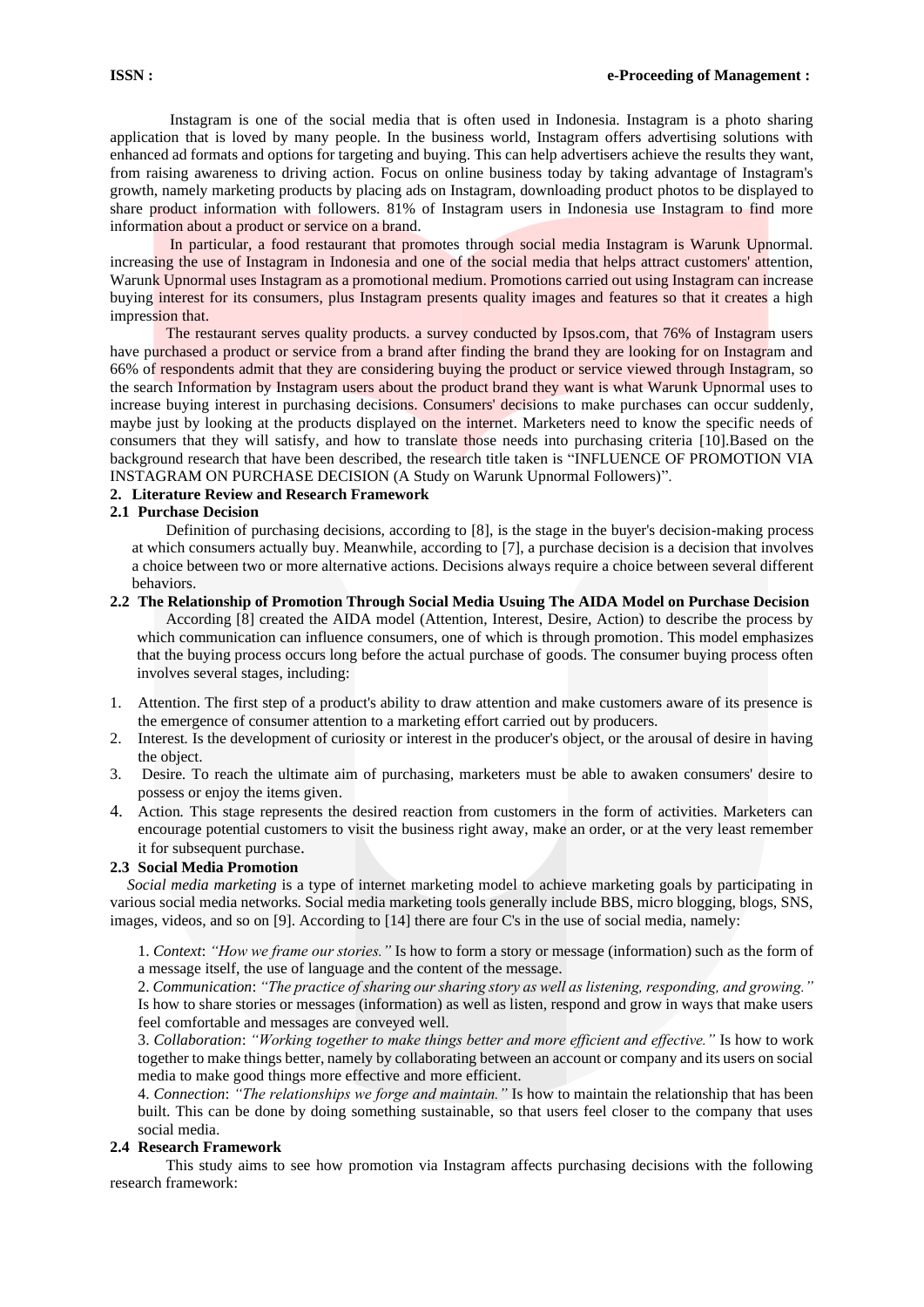Instagram is one of the social media that is often used in Indonesia. Instagram is a photo sharing application that is loved by many people. In the business world, Instagram offers advertising solutions with enhanced ad formats and options for targeting and buying. This can help advertisers achieve the results they want, from raising awareness to driving action. Focus on online business today by taking advantage of Instagram's growth, namely marketing products by placing ads on Instagram, downloading product photos to be displayed to share product information with followers. 81% of Instagram users in Indonesia use Instagram to find more information about a product or service on a brand.

In particular, a food restaurant that promotes through social media Instagram is Warunk Upnormal. increasing the use of Instagram in Indonesia and one of the social media that helps attract customers' attention, Warunk Upnormal uses Instagram as a promotional medium. Promotions carried out using Instagram can increase buying interest for its consumers, plus Instagram presents quality images and features so that it creates a high impression that.

The restaurant serves quality products. a survey conducted by Ipsos.com, that 76% of Instagram users have purchased a product or service from a brand after finding the brand they are looking for on Instagram and 66% of respondents admit that they are considering buying the product or service viewed through Instagram, so the search Information by Instagram users about the product brand they want is what Warunk Upnormal uses to increase buying interest in purchasing decisions. Consumers' decisions to make purchases can occur suddenly, maybe just by looking at the products displayed on the internet. Marketers need to know the specific needs of consumers that they will satisfy, and how to translate those needs into purchasing criteria [10].Based on the background research that have been described, the research title taken is "INFLUENCE OF PROMOTION VIA INSTAGRAM ON PURCHASE DECISION (A Study on Warunk Upnormal Followers)".

## 2. Literature Review and Research Framework

### 2.1 Purchase Decision

Definition of purchasing decisions, according to [8], is the stage in the buyer's decision-making process at which consumers actually buy. Meanwhile, according to [7], a purchase decision is a decision that involves a choice between two or more alternative actions. Decisions always require a choice between several different behaviors.

### 2.2 The Relationship of Promotion Through Social Media Using The AIDA Model on Purchase Decision

According [8] created the AIDA model (Attention, Interest, Desire, Action) to describe the process by which communication can influence consumers, one of which is through promotion. This model emphasizes that the buying process occurs long before the actual purchase of goods. The consumer buying process often involves several stages, including:

1. Attention. The first step of a product's ability to draw attention and make customers aware of its presence is the emergence of consumer attention to a marketing effort carried out by producers.
2. Interest. Is the development of curiosity or interest in the producer's object, or the arousal of desire in having the object.
3. Desire. To reach the ultimate aim of purchasing, marketers must be able to awaken consumers' desire to possess or enjoy the items given.
4. Action. This stage represents the desired reaction from customers in the form of activities. Marketers can encourage potential customers to visit the business right away, make an order, or at the very least remember it for subsequent purchase.

### 2.3 Social Media Promotion

*Social media marketing* is a type of internet marketing model to achieve marketing goals by participating in various social media networks. Social media marketing tools generally include BBS, micro blogging, blogs, SNS, images, videos, and so on [9]. According to [14] there are four C's in the use of social media, namely:

1. *Context*: *"How we frame our stories."* Is how to form a story or message (information) such as the form of a message itself, the use of language and the content of the message.
2. *Communication*: *"The practice of sharing our sharing story as well as listening, responding, and growing."* Is how to share stories or messages (information) as well as listen, respond and grow in ways that make users feel comfortable and messages are conveyed well.
3. *Collaboration*: *"Working together to make things better and more efficient and effective."* Is how to work together to make things better, namely by collaborating between an account or company and its users on social media to make good things more effective and more efficient.
4. *Connection*: *"The relationships we forge and maintain."* Is how to maintain the relationship that has been built. This can be done by doing something sustainable, so that users feel closer to the company that uses social media.

### 2.4 Research Framework

This study aims to see how promotion via Instagram affects purchasing decisions with the following research framework: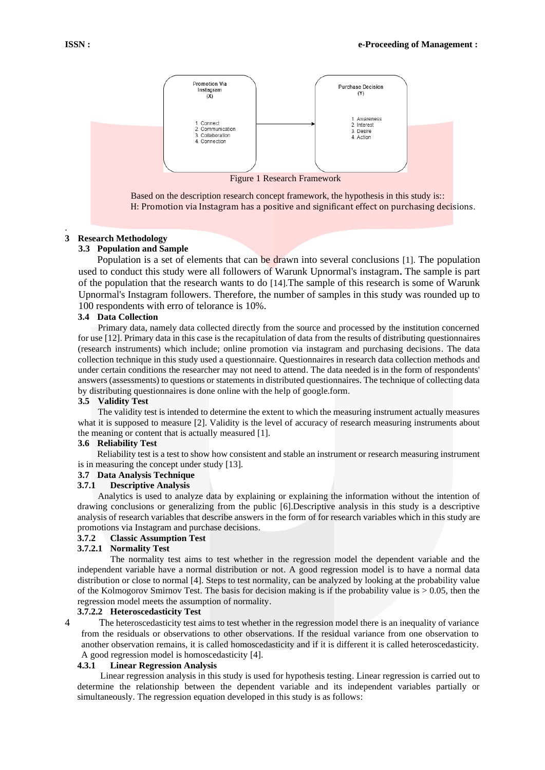Promotion Via Instagram (X)

1. Connect
2. Communication
3. Collaboration
4. Connection

Purchase Decision (Y)

1. Awareness
2. Interest
3. Desire
4. Action

Figure 1 Research Framework

Based on the description research concept framework, the hypothesis in this study is::
H: Promotion via Instagram has a positive and significant effect on purchasing decisions.

## 3 Research Methodology

### 3.3 Population and Sample

Population is a set of elements that can be drawn into several conclusions [1]. The population used to conduct this study were all followers of Warunk Upnormal's instagram. The sample is part of the population that the research wants to do [14].The sample of this research is some of Warunk Upnormal's Instagram followers. Therefore, the number of samples in this study was rounded up to 100 respondents with erro of telorance is 10%.

### 3.4 Data Collection

Primary data, namely data collected directly from the source and processed by the institution concerned for use [12]. Primary data in this case is the recapitulation of data from the results of distributing questionnaires (research instruments) which include; online promotion via instagram and purchasing decisions. The data collection technique in this study used a questionnaire. Questionnaires in research data collection methods and under certain conditions the researcher may not need to attend. The data needed is in the form of respondents' answers (assessments) to questions or statements in distributed questionnaires. The technique of collecting data by distributing questionnaires is done online with the help of google.form.

### 3.5 Validity Test

The validity test is intended to determine the extent to which the measuring instrument actually measures what it is supposed to measure [2]. Validity is the level of accuracy of research measuring instruments about the meaning or content that is actually measured [1].

### 3.6 Reliability Test

Reliability test is a test to show how consistent and stable an instrument or research measuring instrument is in measuring the concept under study [13].

### 3.7 Data Analysis Technique

#### 3.7.1 Descriptive Analysis

Analytics is used to analyze data by explaining or explaining the information without the intention of drawing conclusions or generalizing from the public [6].Descriptive analysis in this study is a descriptive analysis of research variables that describe answers in the form of for research variables which in this study are promotions via Instagram and purchase decisions.

#### 3.7.2 Classic Assumption Test

##### 3.7.2.1 Normality Test

The normality test aims to test whether in the regression model the dependent variable and the independent variable have a normal distribution or not. A good regression model is to have a normal data distribution or close to normal [4]. Steps to test normality, can be analyzed by looking at the probability value of the Kolmogorov Smirnov Test. The basis for decision making is if the probability value is > 0.05, then the regression model meets the assumption of normality.

##### 3.7.2.2 Heteroscedasticity Test

The heteroscedasticity test aims to test whether in the regression model there is an inequality of variance from the residuals or observations to other observations. If the residual variance from one observation to another observation remains, it is called homoscedasticity and if it is different it is called heteroscedasticity. A good regression model is homoscedasticity [4].

#### 4.3.1 Linear Regression Analysis

Linear regression analysis in this study is used for hypothesis testing. Linear regression is carried out to determine the relationship between the dependent variable and its independent variables partially or simultaneously. The regression equation developed in this study is as follows: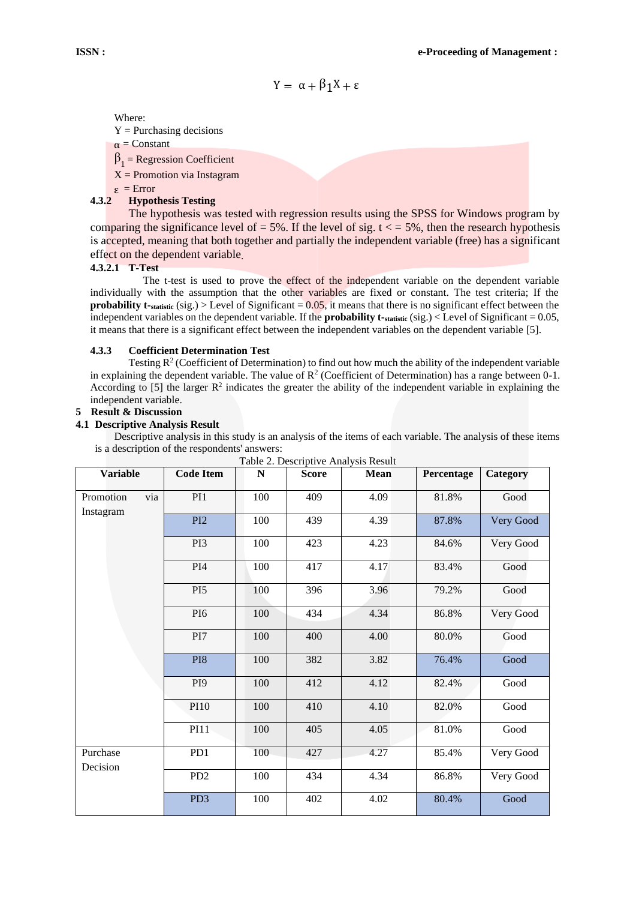$$Y = \alpha + \beta_1 X + \varepsilon$$

Where:
Y = Purchasing decisions
$\alpha$ = Constant
$\beta_1$ = Regression Coefficient
X = Promotion via Instagram
$\varepsilon$ = Error

### 4.3.2 Hypothesis Testing

The hypothesis was tested with regression results using the SPSS for Windows program by comparing the significance level of = 5%. If the level of sig. t < = 5%, then the research hypothesis is accepted, meaning that both together and partially the independent variable (free) has a significant effect on the dependent variable.

#### 4.3.2.1 T-Test

The t-test is used to prove the effect of the independent variable on the dependent variable individually with the assumption that the other variables are fixed or constant. The test criteria; If the **probability $t_{statistic}$** (sig.) > Level of Significant = 0.05, it means that there is no significant effect between the independent variables on the dependent variable. If the **probability $t_{statistic}$** (sig.) < Level of Significant = 0.05, it means that there is a significant effect between the independent variables on the dependent variable [5].

### 4.3.3 Coefficient Determination Test

Testing $R^2$ (Coefficient of Determination) to find out how much the ability of the independent variable in explaining the dependent variable. The value of $R^2$ (Coefficient of Determination) has a range between 0-1. According to [5] the larger $R^2$ indicates the greater the ability of the independent variable in explaining the independent variable.

## 5 Result & Discussion

### 4.1 Descriptive Analysis Result

Descriptive analysis in this study is an analysis of the items of each variable. The analysis of these items is a description of the respondents' answers:

Table 2. Descriptive Analysis Result

| Variable | Code Item | N | Score | Mean | Percentage | Category |
|---|---|---|---|---|---|---|
| Promotion via Instagram | PI1 | 100 | 409 | 4.09 | 81.8% | Good |
| | PI2 | 100 | 439 | 4.39 | 87.8% | Very Good |
| | PI3 | 100 | 423 | 4.23 | 84.6% | Very Good |
| | PI4 | 100 | 417 | 4.17 | 83.4% | Good |
| | PI5 | 100 | 396 | 3.96 | 79.2% | Good |
| | PI6 | 100 | 434 | 4.34 | 86.8% | Very Good |
| | PI7 | 100 | 400 | 4.00 | 80.0% | Good |
| | PI8 | 100 | 382 | 3.82 | 76.4% | Good |
| | PI9 | 100 | 412 | 4.12 | 82.4% | Good |
| | PI10 | 100 | 410 | 4.10 | 82.0% | Good |
| | PI11 | 100 | 405 | 4.05 | 81.0% | Good |
| Purchase Decision | PD1 | 100 | 427 | 4.27 | 85.4% | Very Good |
| | PD2 | 100 | 434 | 4.34 | 86.8% | Very Good |
| | PD3 | 100 | 402 | 4.02 | 80.4% | Good |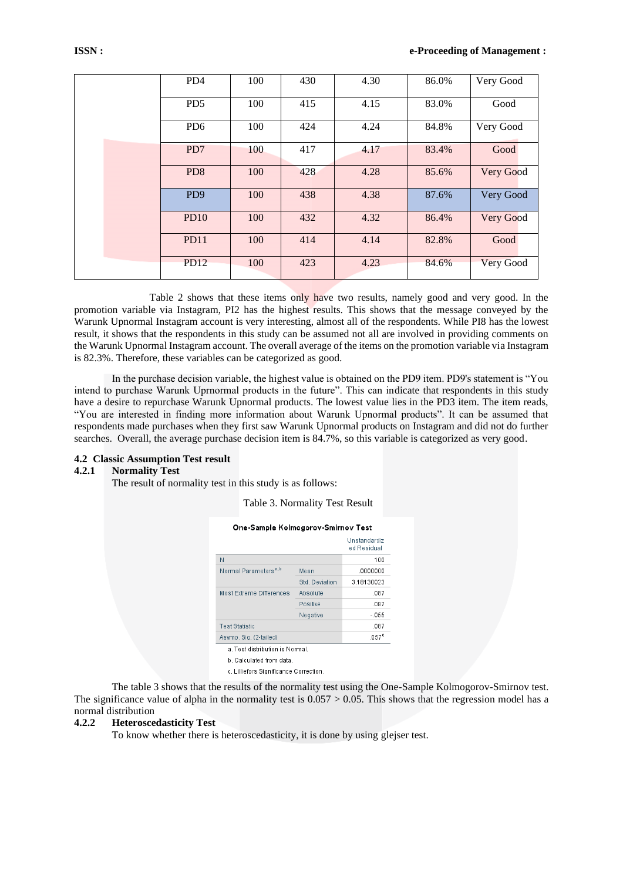| | PD4 | 100 | 430 | 4.30 | 86.0% | Very Good |
|---|---|---|---|---|---|---|
| | PD5 | 100 | 415 | 4.15 | 83.0% | Good |
| | PD6 | 100 | 424 | 4.24 | 84.8% | Very Good |
| | PD7 | 100 | 417 | 4.17 | 83.4% | Good |
| | PD8 | 100 | 428 | 4.28 | 85.6% | Very Good |
| | PD9 | 100 | 438 | 4.38 | 87.6% | Very Good |
| | PD10 | 100 | 432 | 4.32 | 86.4% | Very Good |
| | PD11 | 100 | 414 | 4.14 | 82.8% | Good |
| | PD12 | 100 | 423 | 4.23 | 84.6% | Very Good |

Table 2 shows that these items only have two results, namely good and very good. In the promotion variable via Instagram, PI2 has the highest results. This shows that the message conveyed by the Warunk Upnormal Instagram account is very interesting, almost all of the respondents. While PI8 has the lowest result, it shows that the respondents in this study can be assumed not all are involved in providing comments on the Warunk Upnormal Instagram account. The overall average of the items on the promotion variable via Instagram is 82.3%. Therefore, these variables can be categorized as good.

In the purchase decision variable, the highest value is obtained on the PD9 item. PD9's statement is "You intend to purchase Warunk Uprnormal products in the future". This can indicate that respondents in this study have a desire to repurchase Warunk Upnormal products. The lowest value lies in the PD3 item. The item reads, "You are interested in finding more information about Warunk Upnormal products". It can be assumed that respondents made purchases when they first saw Warunk Upnormal products on Instagram and did not do further searches. Overall, the average purchase decision item is 84.7%, so this variable is categorized as very good.

### 4.2 Classic Assumption Test result

#### 4.2.1 Normality Test

The result of normality test in this study is as follows:

Table 3. Normality Test Result

**One-Sample Kolmogorov-Smirnov Test**

| | | Unstandardized Residual |
|---|---|---|
| N | | 100 |
| Normal Parameters[a,b] | Mean | .0000000 |
| | Std. Deviation | 3.18130023 |
| Most Extreme Differences | Absolute | .087 |
| | Positive | .087 |
| | Negative | -.055 |
| Test Statistic | | .087 |
| Asymp. Sig. (2-tailed) | | .057[c] |

a. Test distribution is Normal.

b. Calculated from data.

c. Lilliefors Significance Correction.

The table 3 shows that the results of the normality test using the One-Sample Kolmogorov-Smirnov test. The significance value of alpha in the normality test is $0.057 > 0.05$. This shows that the regression model has a normal distribution

#### 4.2.2 Heteroscedasticity Test

To know whether there is heteroscedasticity, it is done by using glejser test.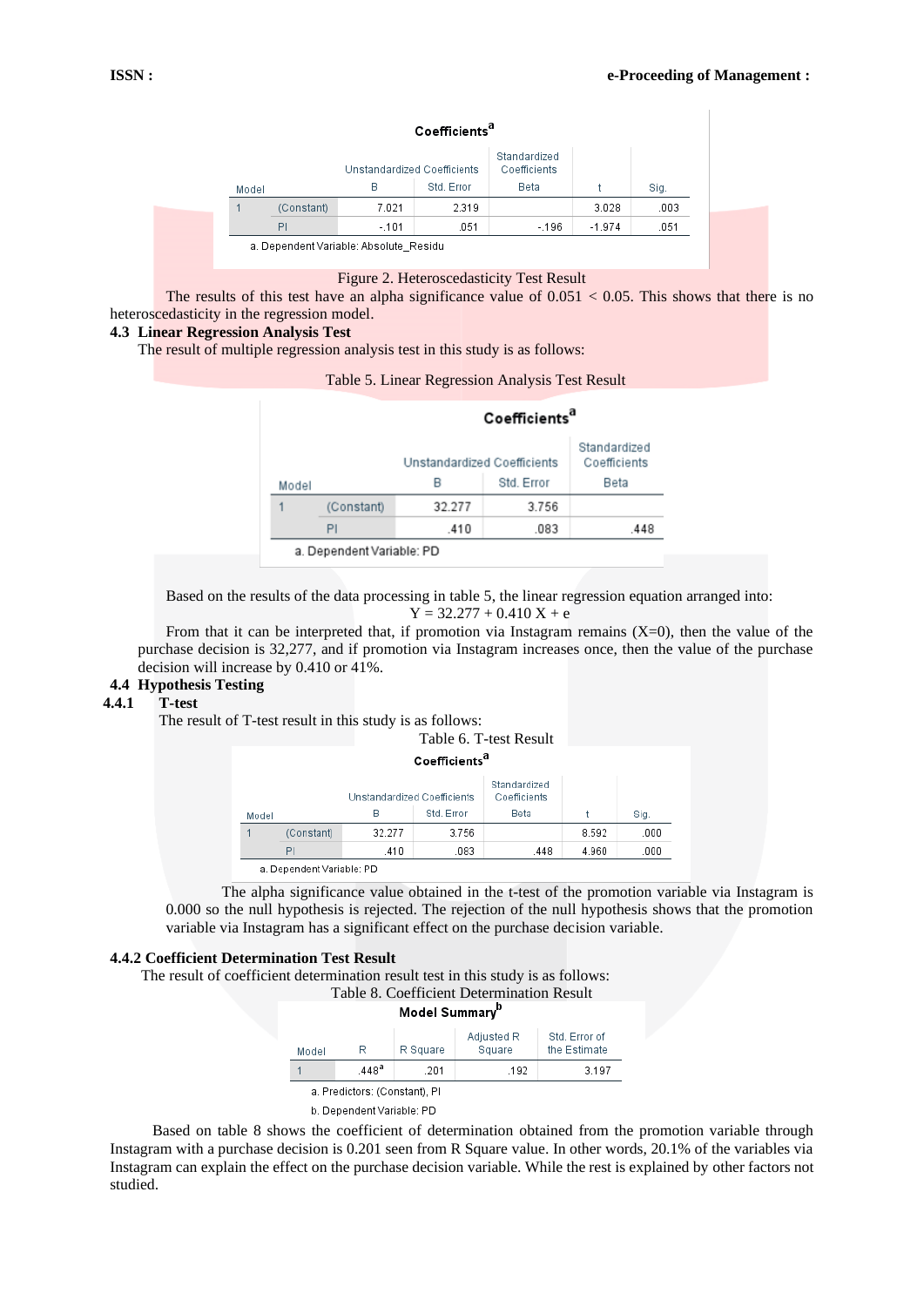| Model | | Unstandardized Coefficients | | Standardized Coefficients | t | Sig. |
|---|---|---|---|---|---|---|
| | | B | Std. Error | Beta | | |
| 1 | (Constant) | 7.021 | 2.319 | | 3.028 | .003 |
| | PI | -.101 | .051 | -.196 | -1.974 | .051 |

a. Dependent Variable: Absolute_Residu

Figure 2. Heteroscedasticity Test Result

The results of this test have an alpha significance value of 0.051 < 0.05. This shows that there is no heteroscedasticity in the regression model.

### 4.3 Linear Regression Analysis Test

The result of multiple regression analysis test in this study is as follows:

Table 5. Linear Regression Analysis Test Result

| Model | | Unstandardized Coefficients | | Standardized Coefficients |
|---|---|---|---|---|
| | | B | Std. Error | Beta |
| 1 | (Constant) | 32.277 | 3.756 | |
| | PI | .410 | .083 | .448 |

a. Dependent Variable: PD

Based on the results of the data processing in table 5, the linear regression equation arranged into:

$$Y = 32.277 + 0.410\ X + e$$

From that it can be interpreted that, if promotion via Instagram remains (X=0), then the value of the purchase decision is 32,277, and if promotion via Instagram increases once, then the value of the purchase decision will increase by 0.410 or 41%.

### 4.4 Hypothesis Testing

#### 4.4.1 T-test

The result of T-test result in this study is as follows:

Table 6. T-test Result

| Model | | Unstandardized Coefficients | | Standardized Coefficients | t | Sig. |
|---|---|---|---|---|---|---|
| | | B | Std. Error | Beta | | |
| 1 | (Constant) | 32.277 | 3.756 | | 8.592 | .000 |
| | PI | .410 | .083 | .448 | 4.960 | .000 |

a. Dependent Variable: PD

The alpha significance value obtained in the t-test of the promotion variable via Instagram is 0.000 so the null hypothesis is rejected. The rejection of the null hypothesis shows that the promotion variable via Instagram has a significant effect on the purchase decision variable.

#### 4.4.2 Coefficient Determination Test Result

The result of coefficient determination result test in this study is as follows:

Table 8. Coefficient Determination Result

| Model | R | R Square | Adjusted R Square | Std. Error of the Estimate |
|---|---|---|---|---|
| 1 | .448[a] | .201 | .192 | 3.197 |

a. Predictors: (Constant), PI

b. Dependent Variable: PD

Based on table 8 shows the coefficient of determination obtained from the promotion variable through Instagram with a purchase decision is 0.201 seen from R Square value. In other words, 20.1% of the variables via Instagram can explain the effect on the purchase decision variable. While the rest is explained by other factors not studied.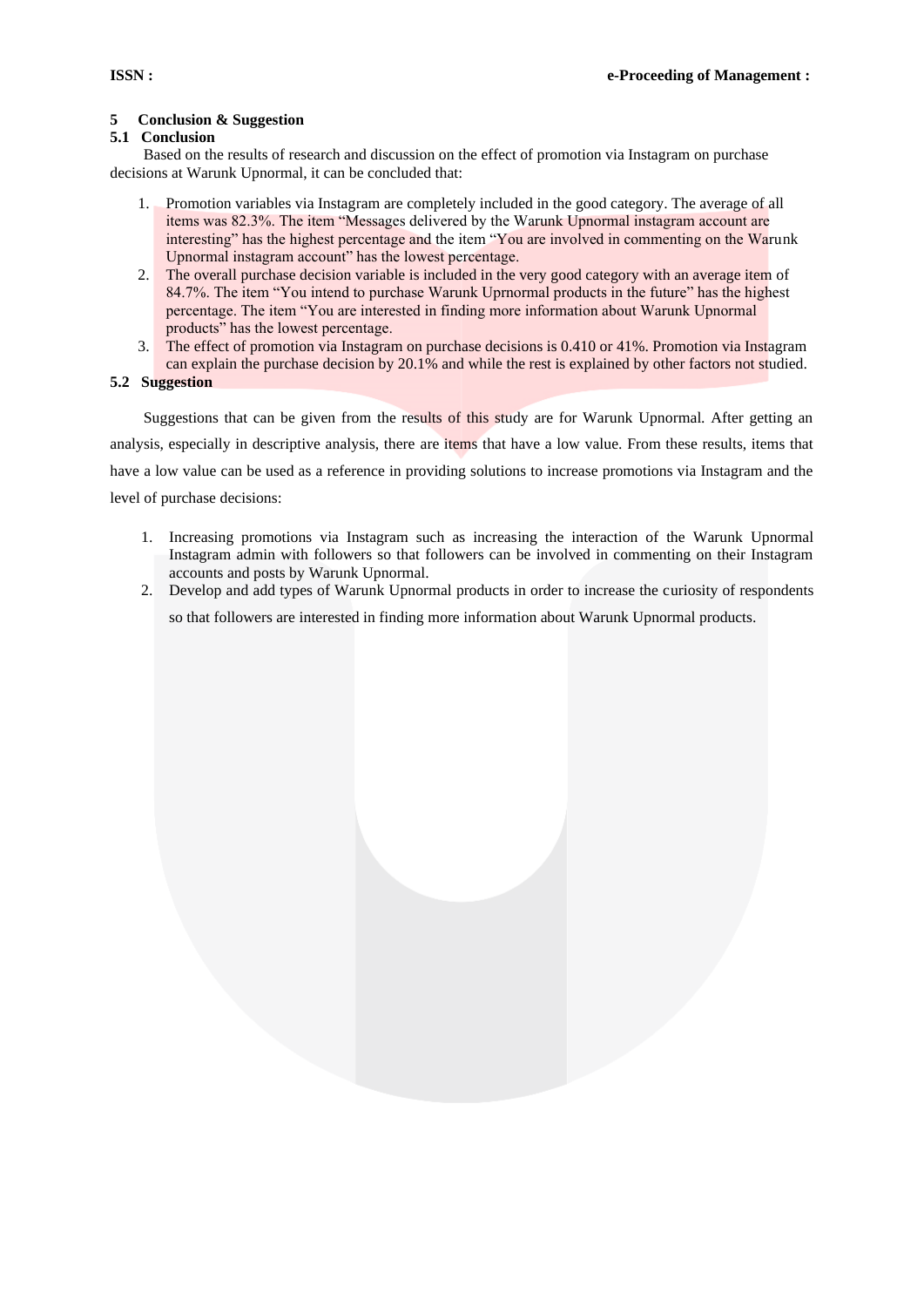## 5 Conclusion & Suggestion

### 5.1 Conclusion

Based on the results of research and discussion on the effect of promotion via Instagram on purchase decisions at Warunk Upnormal, it can be concluded that:

1. Promotion variables via Instagram are completely included in the good category. The average of all items was 82.3%. The item "Messages delivered by the Warunk Upnormal instagram account are interesting" has the highest percentage and the item "You are involved in commenting on the Warunk Upnormal instagram account" has the lowest percentage.
2. The overall purchase decision variable is included in the very good category with an average item of 84.7%. The item "You intend to purchase Warunk Uprnormal products in the future" has the highest percentage. The item "You are interested in finding more information about Warunk Upnormal products" has the lowest percentage.
3. The effect of promotion via Instagram on purchase decisions is 0.410 or 41%. Promotion via Instagram can explain the purchase decision by 20.1% and while the rest is explained by other factors not studied.

### 5.2 Suggestion

Suggestions that can be given from the results of this study are for Warunk Upnormal. After getting an analysis, especially in descriptive analysis, there are items that have a low value. From these results, items that have a low value can be used as a reference in providing solutions to increase promotions via Instagram and the level of purchase decisions:

1. Increasing promotions via Instagram such as increasing the interaction of the Warunk Upnormal Instagram admin with followers so that followers can be involved in commenting on their Instagram accounts and posts by Warunk Upnormal.
2. Develop and add types of Warunk Upnormal products in order to increase the curiosity of respondents so that followers are interested in finding more information about Warunk Upnormal products.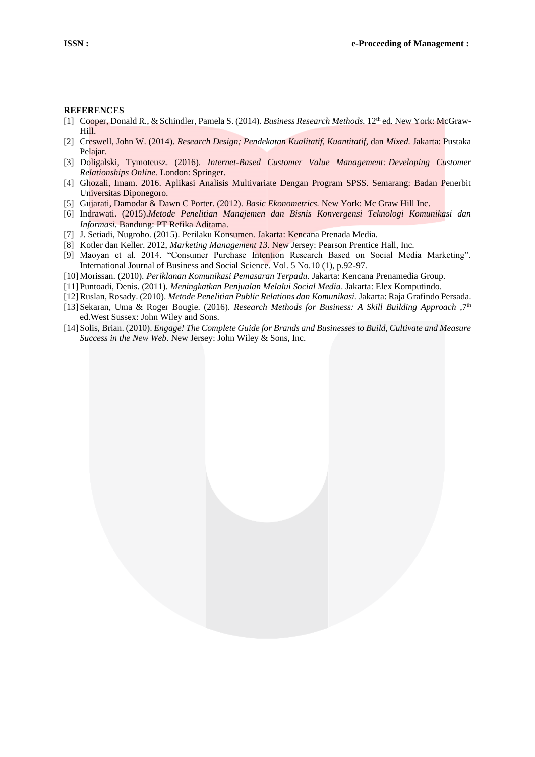**REFERENCES**

[1] Cooper, Donald R., & Schindler, Pamela S. (2014). *Business Research Methods.* 12th ed. New York: McGraw-Hill.

[2] Creswell, John W. (2014). *Research Design; Pendekatan Kualitatif, Kuantitatif,* dan *Mixed.* Jakarta: Pustaka Pelajar.

[3] Doligalski, Tymoteusz. (2016). *Internet-Based Customer Value Management: Developing Customer Relationships Online.* London: Springer.

[4] Ghozali, Imam. 2016. Aplikasi Analisis Multivariate Dengan Program SPSS. Semarang: Badan Penerbit Universitas Diponegoro.

[5] Gujarati, Damodar & Dawn C Porter. (2012). *Basic Ekonometrics.* New York: Mc Graw Hill Inc.

[6] Indrawati. (2015).*Metode Penelitian Manajemen dan Bisnis Konvergensi Teknologi Komunikasi dan Informasi*. Bandung: PT Refika Aditama.

[7] J. Setiadi, Nugroho. (2015). Perilaku Konsumen. Jakarta: Kencana Prenada Media.

[8] Kotler dan Keller. 2012, *Marketing Management 13.* New Jersey: Pearson Prentice Hall, Inc.

[9] Maoyan et al. 2014. "Consumer Purchase Intention Research Based on Social Media Marketing". International Journal of Business and Social Science. Vol. 5 No.10 (1), p.92-97.

[10] Morissan. (2010). *Periklanan Komunikasi Pemasaran Terpadu*. Jakarta: Kencana Prenamedia Group.

[11] Puntoadi, Denis. (2011). *Meningkatkan Penjualan Melalui Social Media*. Jakarta: Elex Komputindo.

[12] Ruslan, Rosady. (2010). *Metode Penelitian Public Relations dan Komunikasi.* Jakarta: Raja Grafindo Persada.

[13] Sekaran, Uma & Roger Bougie. (2016). *Research Methods for Business: A Skill Building Approach* ,7th ed.West Sussex: John Wiley and Sons.

[14] Solis, Brian. (2010). *Engage! The Complete Guide for Brands and Businesses to Build, Cultivate and Measure Success in the New Web*. New Jersey: John Wiley & Sons, Inc.